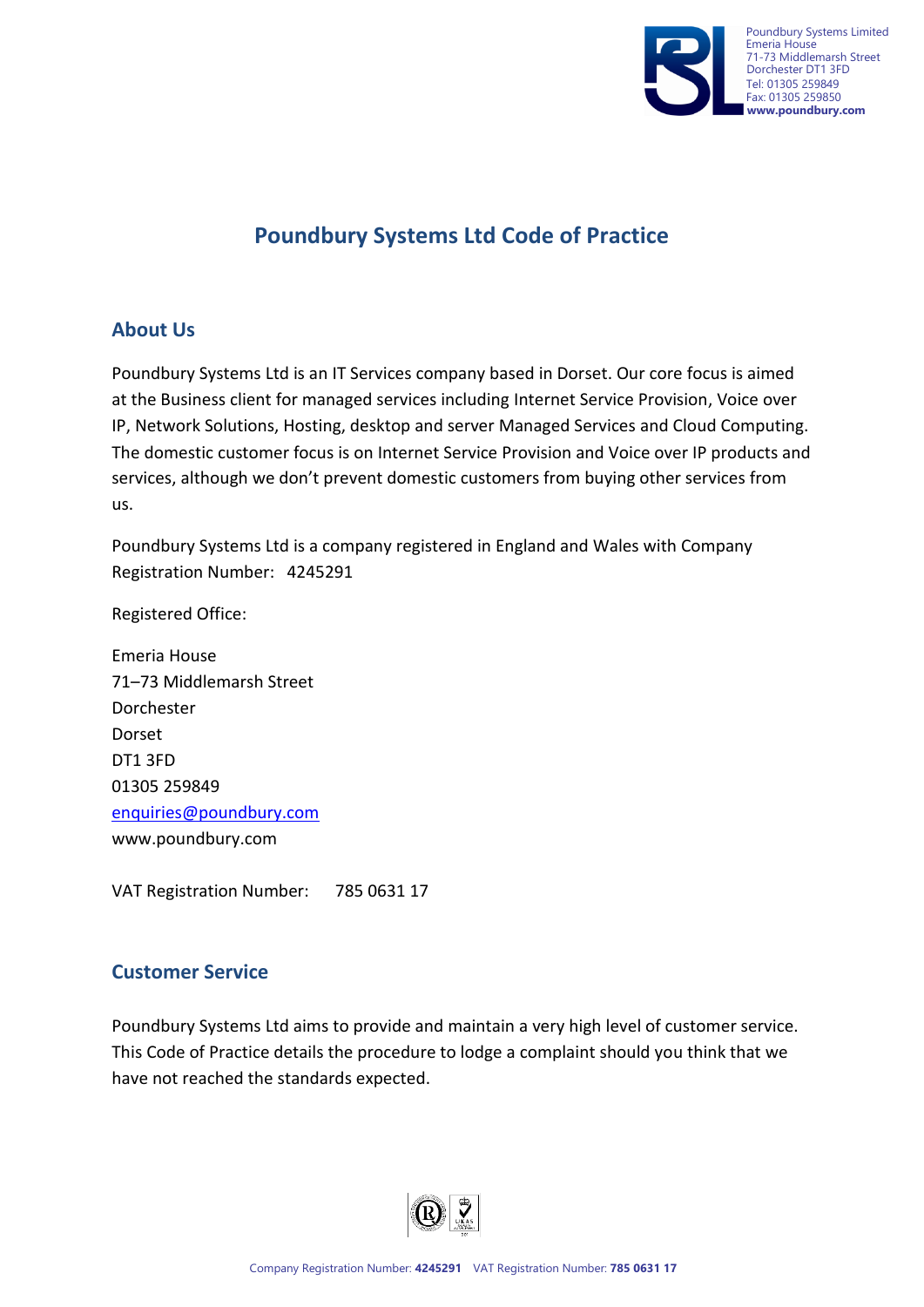# Poundbury Systems Ltd Code of Practice

## About Us

Poundbury Systems Ltd is an IT Services company based in Dorset. Our core focus is aimed at the Business client for managed services including Internet Service Provision, Voice over IP, Network Solutions, Hosting, desktop and server Managed Services and Cloud Computing. The domestic customer focus is on Internet Service Provision and Voice over IP products and services, although we don't prevent domestic customers from buying other services from us.

Poundbury Systems Ltd is a company registered in England and Wales with Company Registration Number: 4245291

Registered Office:

Emeria House
71–73 Middlemarsh Street
Dorchester
Dorset
DT1 3FD
01305 259849
enquiries@poundbury.com
www.poundbury.com

VAT Registration Number: 785 0631 17

## Customer Service

Poundbury Systems Ltd aims to provide and maintain a very high level of customer service. This Code of Practice details the procedure to lodge a complaint should you think that we have not reached the standards expected.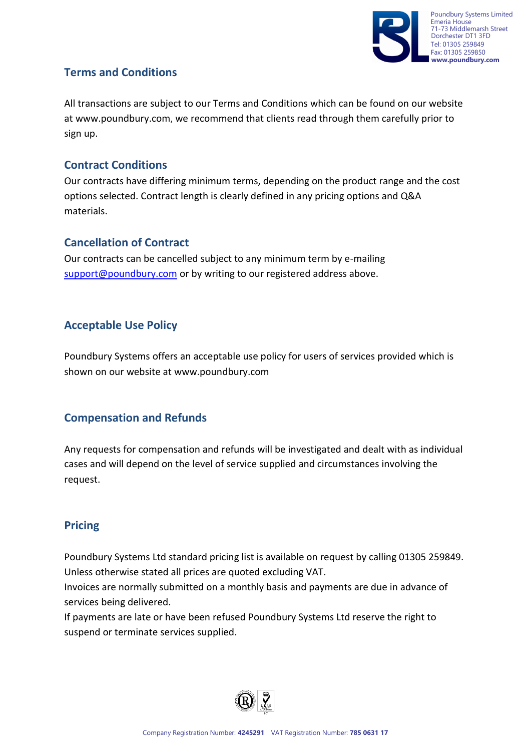## Terms and Conditions

All transactions are subject to our Terms and Conditions which can be found on our website at www.poundbury.com, we recommend that clients read through them carefully prior to sign up.

## Contract Conditions

Our contracts have differing minimum terms, depending on the product range and the cost options selected. Contract length is clearly defined in any pricing options and Q&A materials.

## Cancellation of Contract

Our contracts can be cancelled subject to any minimum term by e-mailing support@poundbury.com or by writing to our registered address above.

## Acceptable Use Policy

Poundbury Systems offers an acceptable use policy for users of services provided which is shown on our website at www.poundbury.com

## Compensation and Refunds

Any requests for compensation and refunds will be investigated and dealt with as individual cases and will depend on the level of service supplied and circumstances involving the request.

## Pricing

Poundbury Systems Ltd standard pricing list is available on request by calling 01305 259849. Unless otherwise stated all prices are quoted excluding VAT.
Invoices are normally submitted on a monthly basis and payments are due in advance of services being delivered.
If payments are late or have been refused Poundbury Systems Ltd reserve the right to suspend or terminate services supplied.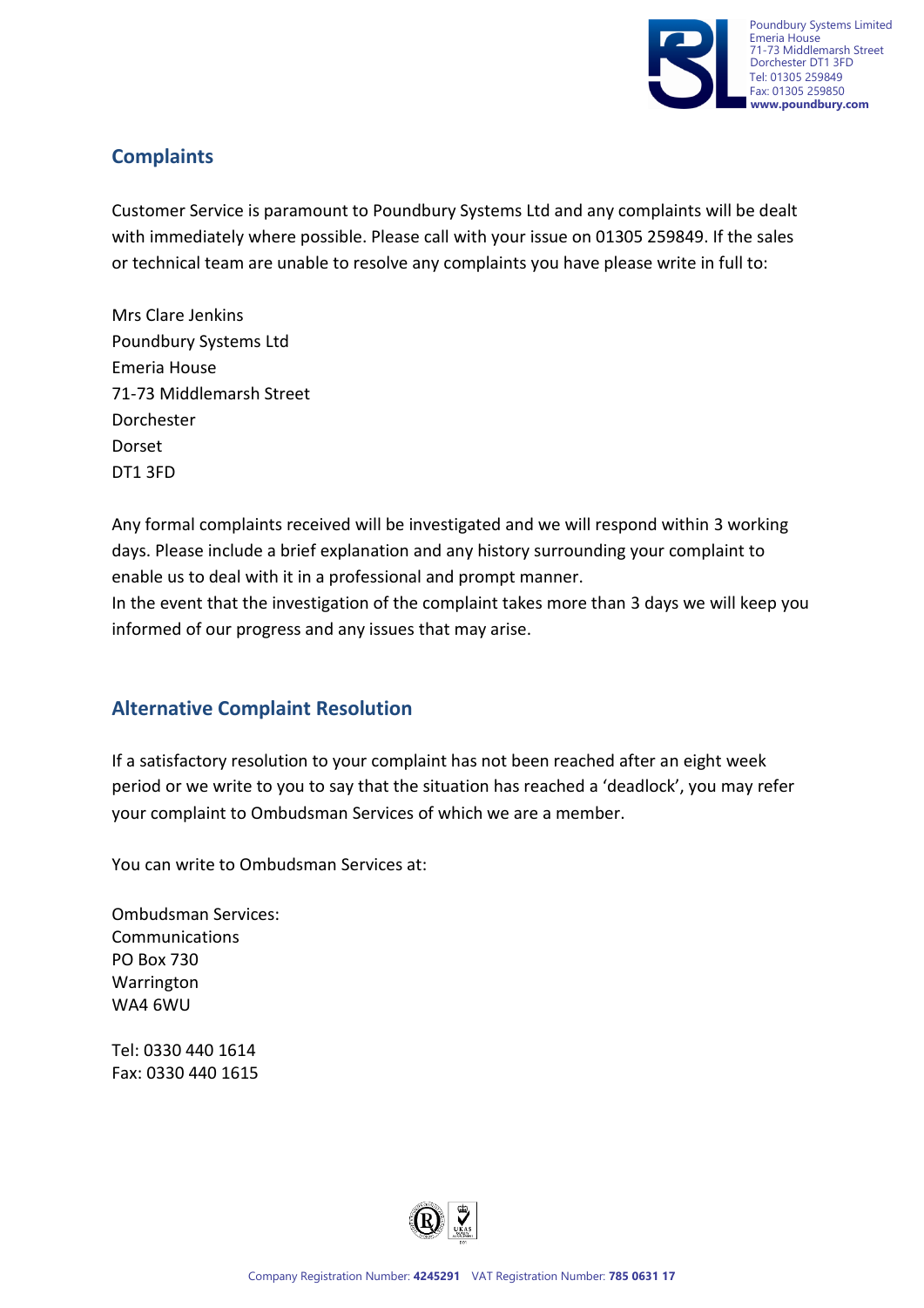## Complaints

Customer Service is paramount to Poundbury Systems Ltd and any complaints will be dealt with immediately where possible. Please call with your issue on 01305 259849. If the sales or technical team are unable to resolve any complaints you have please write in full to:

Mrs Clare Jenkins
Poundbury Systems Ltd
Emeria House
71-73 Middlemarsh Street
Dorchester
Dorset
DT1 3FD

Any formal complaints received will be investigated and we will respond within 3 working days. Please include a brief explanation and any history surrounding your complaint to enable us to deal with it in a professional and prompt manner.
In the event that the investigation of the complaint takes more than 3 days we will keep you informed of our progress and any issues that may arise.

## Alternative Complaint Resolution

If a satisfactory resolution to your complaint has not been reached after an eight week period or we write to you to say that the situation has reached a 'deadlock', you may refer your complaint to Ombudsman Services of which we are a member.

You can write to Ombudsman Services at:

Ombudsman Services:
Communications
PO Box 730
Warrington
WA4 6WU

Tel: 0330 440 1614
Fax: 0330 440 1615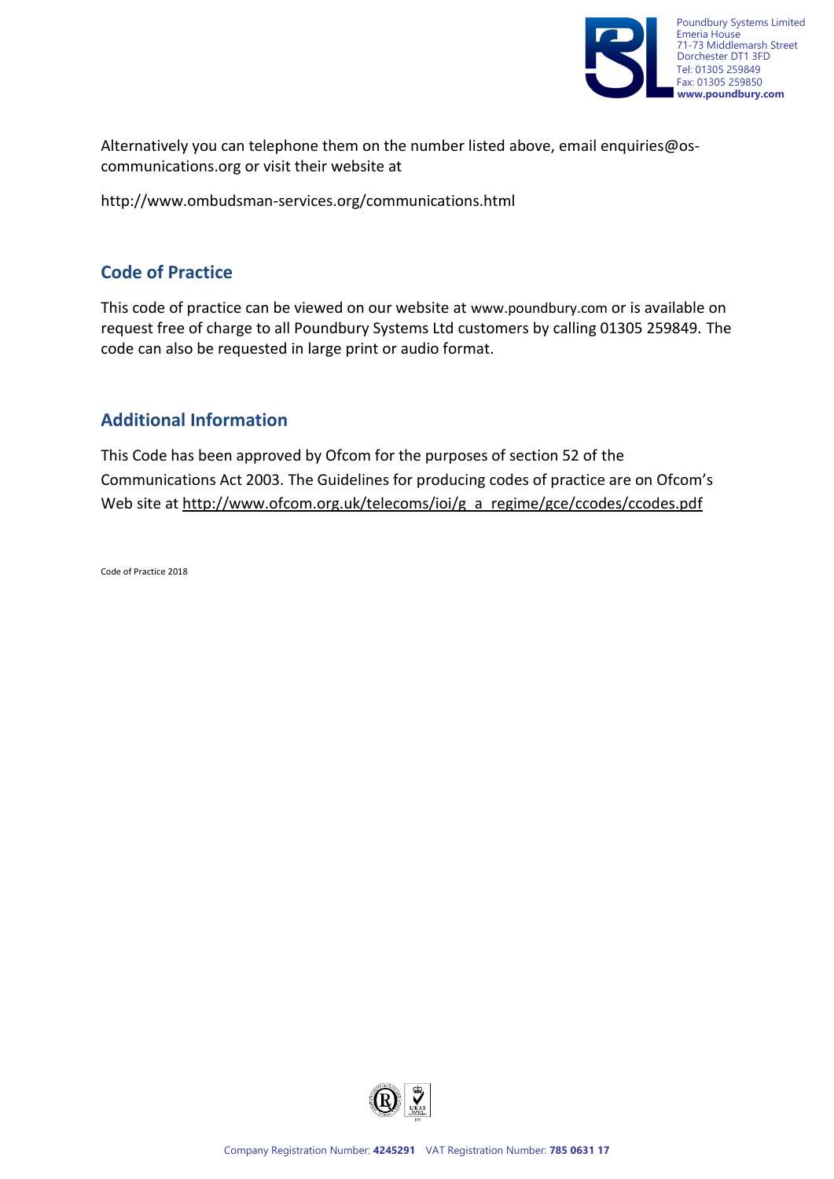Alternatively you can telephone them on the number listed above, email enquiries@os-communications.org or visit their website at

http://www.ombudsman-services.org/communications.html

## Code of Practice

This code of practice can be viewed on our website at www.poundbury.com or is available on request free of charge to all Poundbury Systems Ltd customers by calling 01305 259849. The code can also be requested in large print or audio format.

## Additional Information

This Code has been approved by Ofcom for the purposes of section 52 of the Communications Act 2003. The Guidelines for producing codes of practice are on Ofcom's Web site at http://www.ofcom.org.uk/telecoms/ioi/g_a_regime/gce/ccodes/ccodes.pdf

Code of Practice 2018